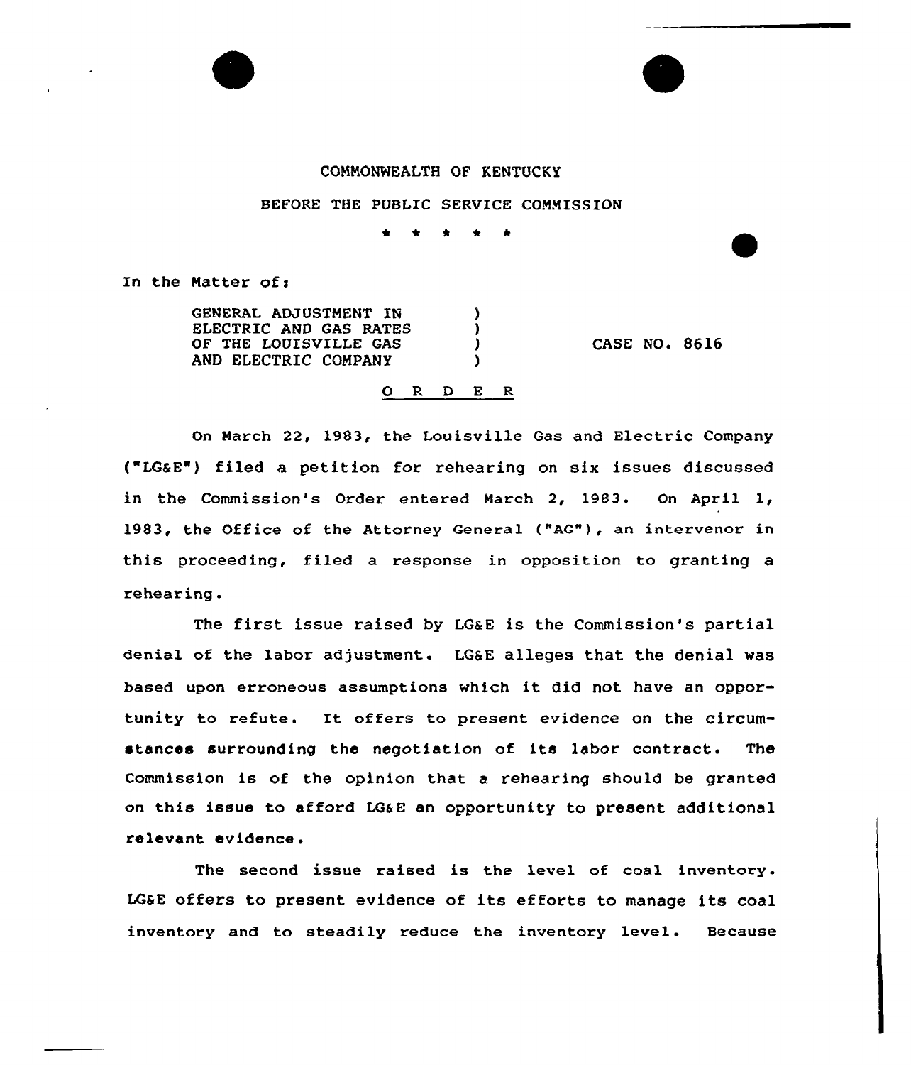COMMONWEALTH OF KENTUCKY

BEFORE THE PUBLIC SERVICE COMMISSION

\* \* \* \* \*

In the Matter of:

GENERAL ADJUSTMENT IN ELECTRIC AND GAS RATES OF THE LOUISVILLE GAS AND ELECTRIC COMPANY ) CASE NO. 8616

O R D E R

On March 22, 1983, the Louisville Gas and Electric Company ("LG&E") filed a petition for rehearing on six issues discussed in the Commission's Order entered March 2, 1983. On April 1, 1983, the Office of the Attorney General ("AG"), an intervenor in this proceeding, filed a response in opposition to granting a rehearing.

The first issue raised by LG&E is the Commission's partial denial of the labor adjustment. LG&E alleges that the denial was based upon erroneous assumptions which it did not have an opportunity to refute. It offers to present evidence on the circumstances surrounding the negotiation of its labor contract. The Commission is of the opinion that a rehearing should be granted on this issue to afford LG&E an opportunity to present additional relevant evidence.

The second issue raised is the level of coal inventory. LG&E offers to present evidence of its efforts to manage its coal inventory and to steadily reduce the inventory level. Because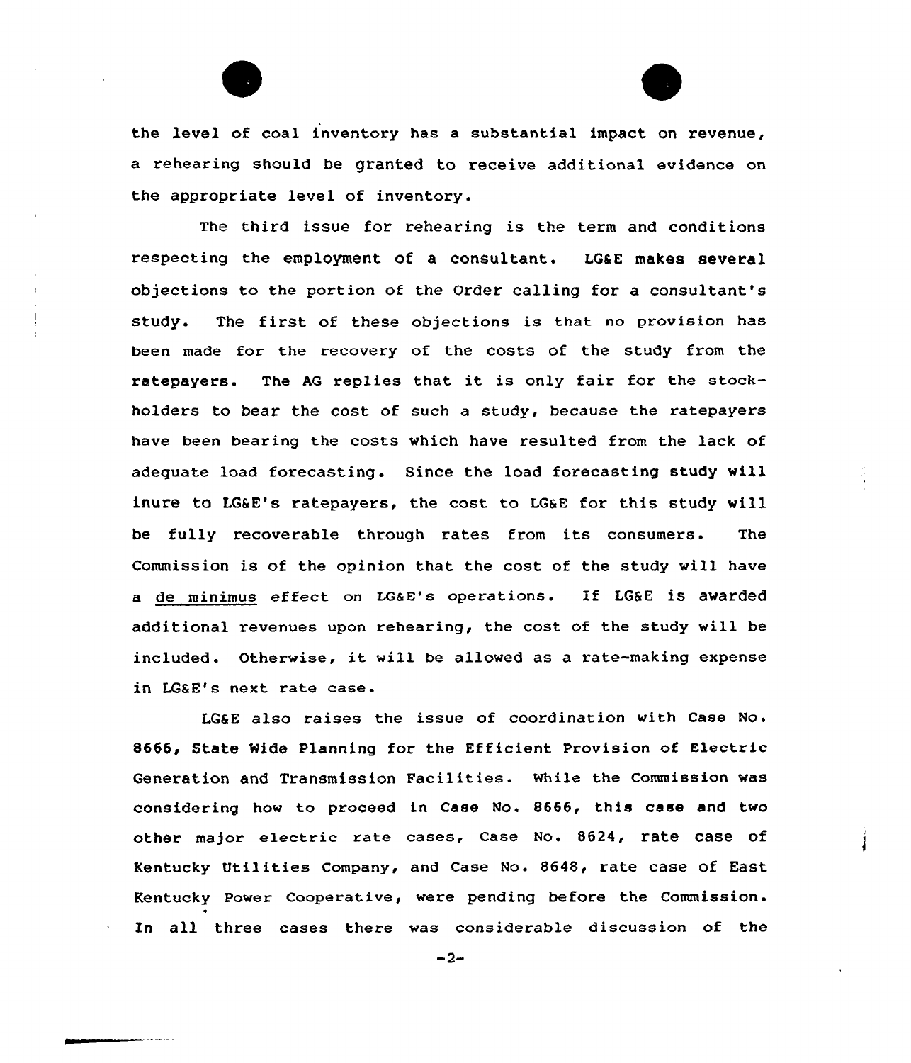the level of coal inventory has a substantial impact on revenue, a rehearing should be granted to receive additional evidence on the appropriate level of inventory.

The third issue for rehearing is the term and conditions respecting the employment of a consultant. LG&E makes several objections to the portion of the Order calling for a consultant's study. The first of these objections is that no provision has been made for the recovery of the costs of the study from the ratepayers. The AG replies that it is only fair for the stockholders to bear the cost of such a study, because the ratepayers have been bearing the costs which have resulted from the lack of adequate load forecasting. Since the load forecasting study will inure to LG&E's ratepayers, the cost to LG&E for this study will be fully recoverable through rates from its consumers. The Commission is of the opinion that the cost of the study will have a de minimus effect on LG&E's operations. If LG&E is awarded additional revenues upon rehearing, the cost of the study will be included. Otherwise, it will be allowed as a rate-making expense in LG&E's next rate case.

LG&E also raises the issue of coordination with Case No. 8666, State Wide Planning for the Efficient Provision of Electric Generation and Transmission Facilities. While the Commission was considering how to proceed in Case No. 8666, this case and two other major electric rate cases, Case No. 8624, rate case of Kentucky Utilities Company, and Case No. 8648, rate case of East Kentucky Power Cooperative, were pending before the Commission. In all three cases there was considerable discussion of the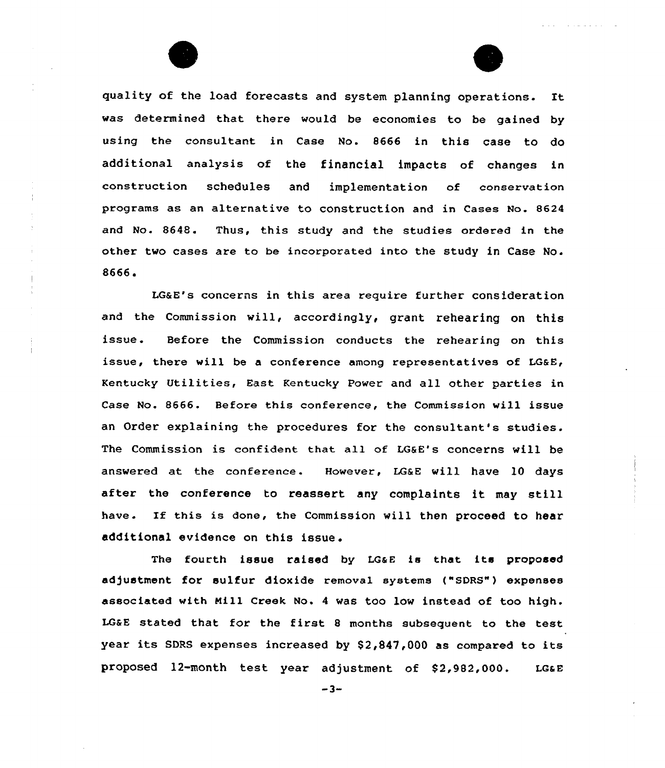quality of the load forecasts and system planning operations. It was determined that there would be economies to be gained by using the consultant in Case No. 8666 in this case to do additional analysis of the financial impacts of changes in construction schedules and implementation of conservation programs as an alternative to construction and in Cases No. 8624 and No. 8648. Thus, this study and the studies ordered in the other two cases are to be incorporated into the study in Case No. 8666.

LG&E's concerns in this area require further consideration and the Commission will, accordingly, grant rehearing on this issue. Before the Commission conducts the rehearing on this issue, there will be a conference among representatives of LG&E, Kentucky Utilities, East Kentucky Power and all other parties in Case No. 8666. Before this conference, the Commission will issue an Order explaining the procedures for the consultant's studies. The Commission is confident that all of LG&E's concerns will be answered at the conference. However, LG&E will have 10 days after the conference to reassert any complaints it may still have. If this is done, the Commission will then proceed to hear additional evidence on this issue.

The fourth issue raised by LG&E is that its proposed adjustment for sulfur dioxide removal systems ("SDRS") expenses associated with Mill Creek No. 4 was too low instead of too high. LG&E stated that for the first 8 months subsequent to the test year its SDRS expenses increased by $2,847,000 as compared to its proposed 12-month test year adjustment of $2,982,000. LG&E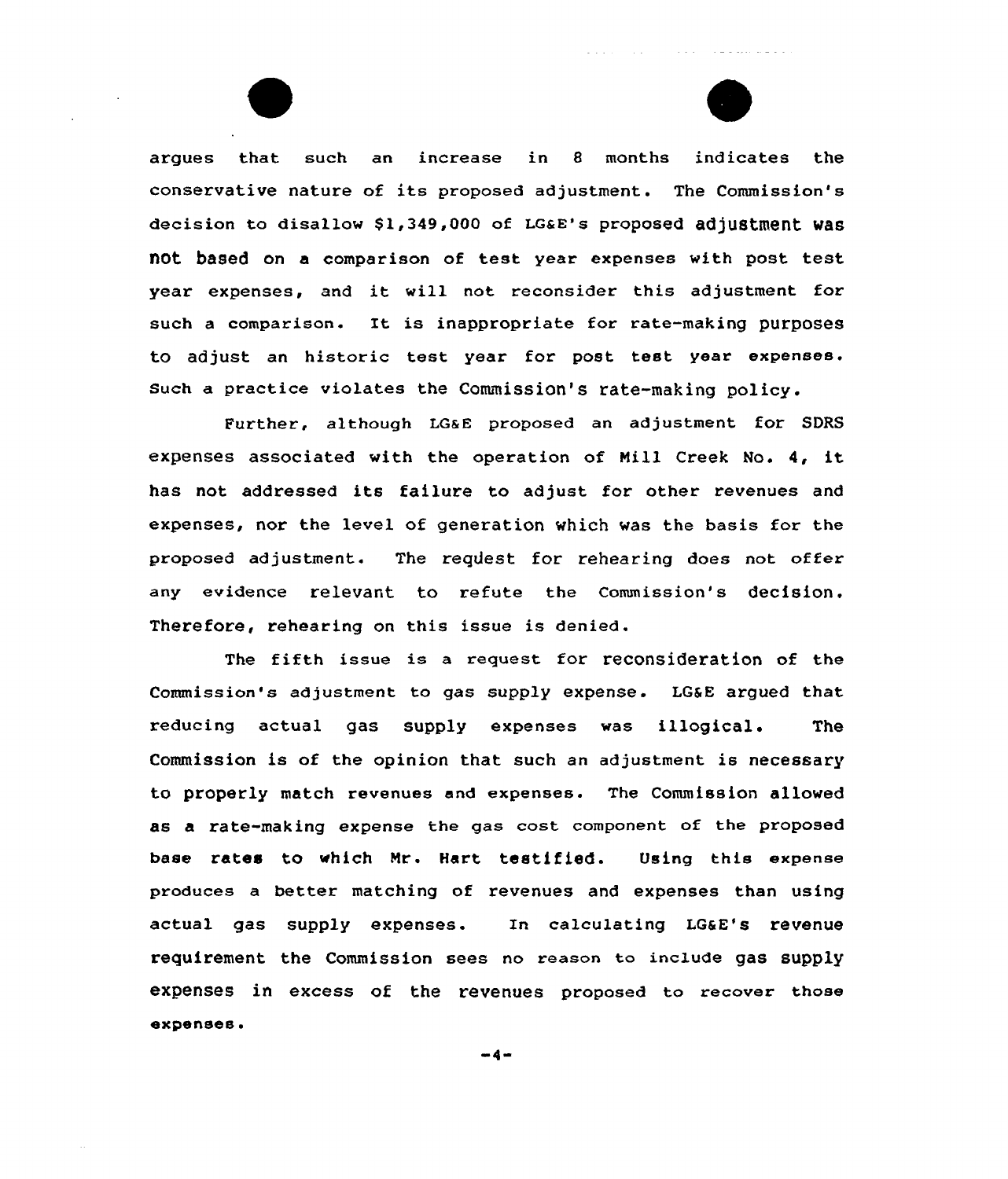argues that such an increase in 8 months indicates the conservative nature of its proposed adjustment. The Commission's decision to disallow $1,349,000 of LG&E's proposed adjustment was not based on a comparison of test year expenses with post test year expenses, and it will not reconsider this adjustment for such a comparison. It is inappropriate for rate-making purposes to adjust an historic test year for post test year expenses. Such a practice violates the Commission's rate-making policy.

Further, although LG&E proposed an adjustment for SDRS expenses associated with the operation of Mill Creek No. 4, it has not addressed its failure to adjust for other revenues and expenses, nor the level of generation which was the basis for the proposed adjustment. The request for rehearing does not offer any evidence relevant to refute the Commission's decision. Therefore, rehearing on this issue is denied.

The fifth issue is a request for reconsideration of the Commission's adjustment to gas supply expense. LG&E argued that reducing actual gas supply expenses was illogical. The Commission is of the opinion that such an adjustment is necessary to properly match revenues and expenses. The Commission allowed as a rate-making expense the gas cost component of the proposed base rates to which Mr. Hart testified. Using this expense produces a better matching of revenues and expenses than using actual gas supply expenses. In calculating LG&E's revenue requirement the Commission sees no reason to include gas supply expenses in excess of the revenues proposed to recover those expenses.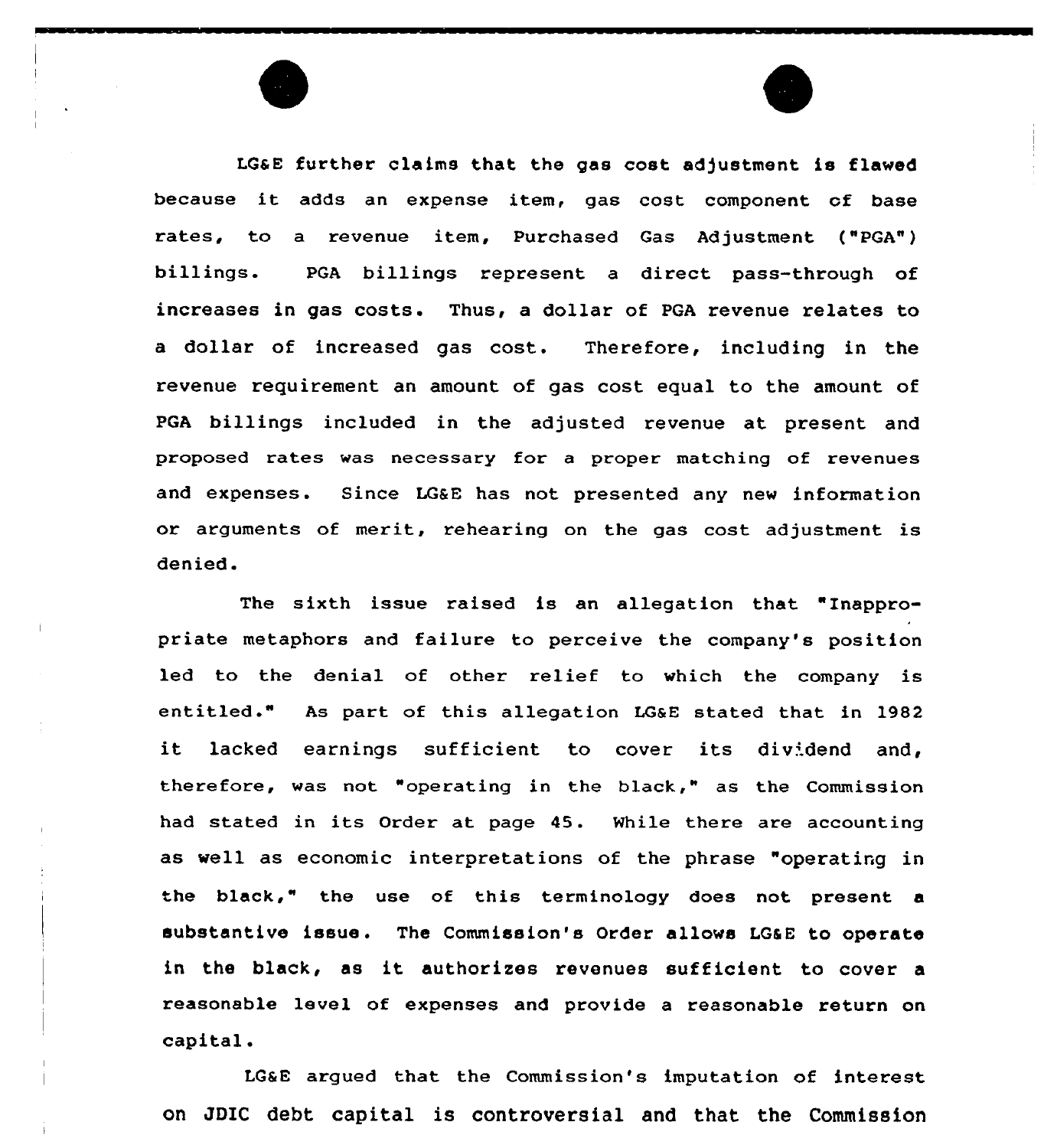LG&E further claims that the gas cost adjustment is flawed because it adds an expense item, gas cost component of base rates, to a revenue item, Purchased Gas Adjustment ("PGA") billings. PGA billings represent a direct pass-through of increases in gas costs. Thus, a dollar of PGA revenue relates to a dollar of increased gas cost. Therefore, including in the revenue requirement an amount of gas cost equal to the amount of PGA billings included in the adjusted revenue at present and proposed rates was necessary for a proper matching of revenues and expenses. Since LG&E has not presented any new information or arguments of merit, rehearing on the gas cost adjustment is denied.

The sixth issue raised is an allegation that "Inappropriate metaphors and failure to perceive the company's position led to the denial of other relief to which the company is entitled." As part of this allegation LG&E stated that in 1982 it lacked earnings sufficient to cover its dividend and, therefore, was not "operating in the black," as the Commission had stated in its Order at page 45. While there are accounting as well as economic interpretations of the phrase "operating in the black," the use of this terminology does not present a substantive issue. The Commission's Order allows LG&E to operate in the black, as it authorizes revenues sufficient to cover a reasonable level of expenses and provide a reasonable return on capital.

LG&E argued that the Commission's imputation of interest on JDIC debt capital is controversial and that the Commission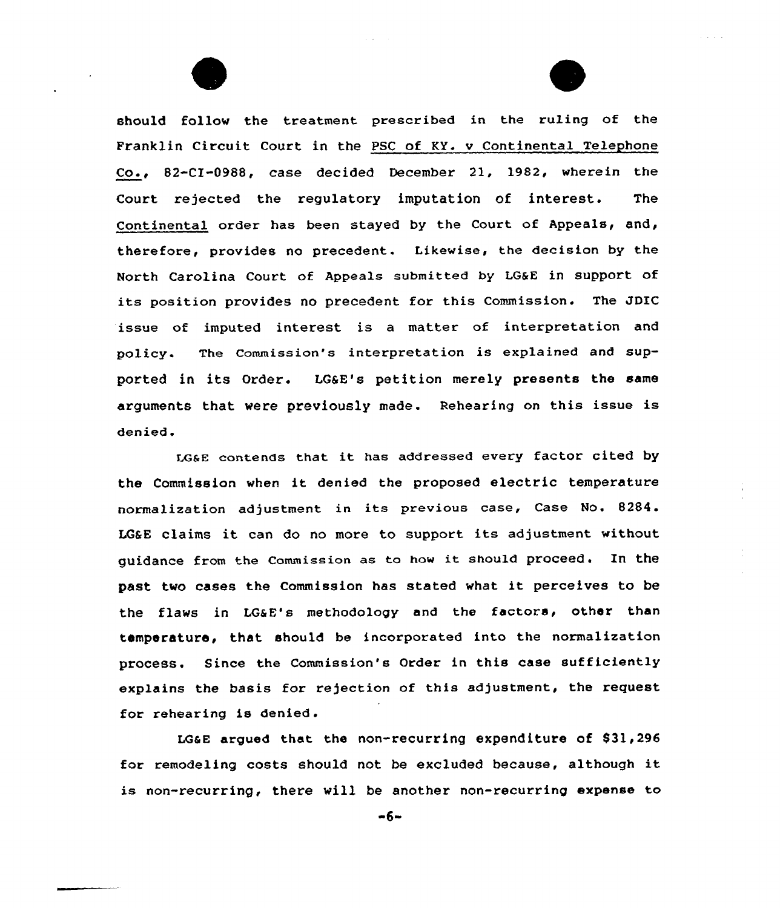should follow the treatment prescribed in the ruling of the Franklin Circuit Court in the PSC of KY. v Continental Telephone Co., 82-CI-0988, case decided December 21, 1982, wherein the Court rejected the regulatory imputation of interest. The Continental order has been stayed by the Court of Appeals, and, therefore, provides no precedent. Likewise, the decision by the North Carolina Court of Appeals submitted by LG&E in support of its position provides no precedent for this Commission. The JDIC issue of imputed interest is a matter of interpretation and policy. The Commission's interpretation is explained and supported in its Order. LG&E's petition merely presents the same arguments that were previously made. Rehearing on this issue is denied.

LG&E contends that it has addressed every factor cited by the Commission when it denied the proposed electric temperature normalization adjustment in its previous case, Case No. 8284. LG&E claims it can do no more to support its adjustment without guidance from the Commission as to how it should proceed. In the past two cases the Commission has stated what it perceives to be the flaws in LG&E's methodology and the factors, other than temperature, that should be incorporated into the normalization process. Since the Commission's Order in this case sufficiently explains the basis for rejection of this adjustment, the request for rehearing is denied.

LG&E argued that the non-recurring expenditure of $31,296 for remodeling costs should not be excluded because, although it is non-recurring, there will be another non-recurring expense to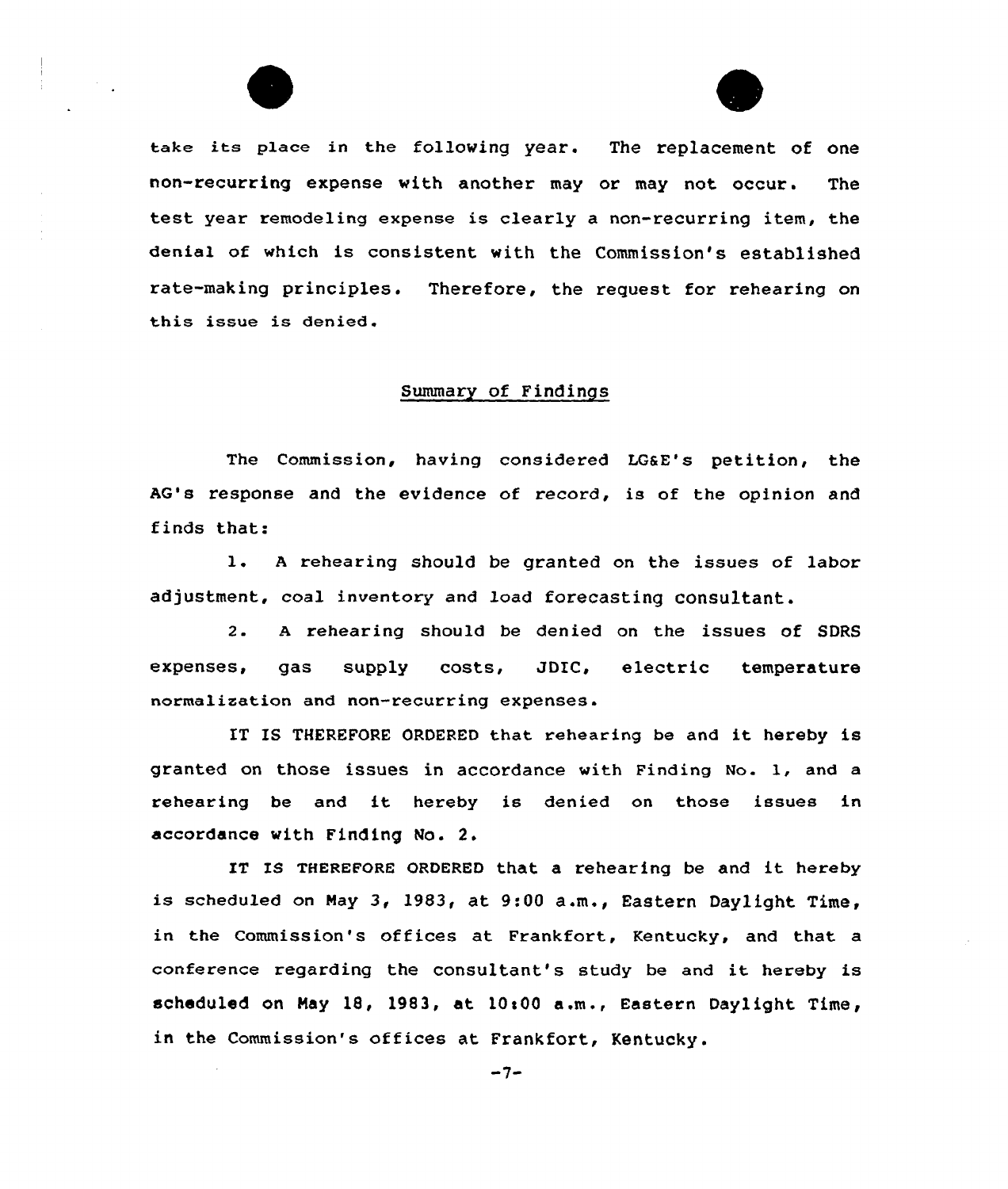take its place in the following year. The replacement of one non-recurring expense with another may or may not occur. The test year remodeling expense is clearly a non-recurring item, the denial of which is consistent with the Commission's established rate-making principles. Therefore, the request for rehearing on this issue is denied.

## Summary of Findings

The Commission, having considered LG&E's petition, the AG's response and the evidence of record, is of the opinion and finds that:

1. A rehearing should be granted on the issues of labor adjustment, coal inventory and load forecasting consultant.

2. A rehearing should be denied on the issues of SDRS expenses, gas supply costs, JDIC, electric temperature normalization and non-recurring expenses.

IT IS THEREFORE ORDERED that rehearing be and it hereby is granted on those issues in accordance with Finding No. 1, and a rehearing be and it hereby is denied on those issues in accordance with Finding No. 2.

IT IS THEREFORE ORDERED that a rehearing be and it hereby is scheduled on May 3, 1983, at 9:00 a.m., Eastern Daylight Time, in the Commission's offices at Frankfort, Kentucky, and that a conference regarding the consultant's study be and it hereby is scheduled on May 18, 1983, at 10:00 a.m., Eastern Daylight Time, in the Commission's offices at Frankfort, Kentucky.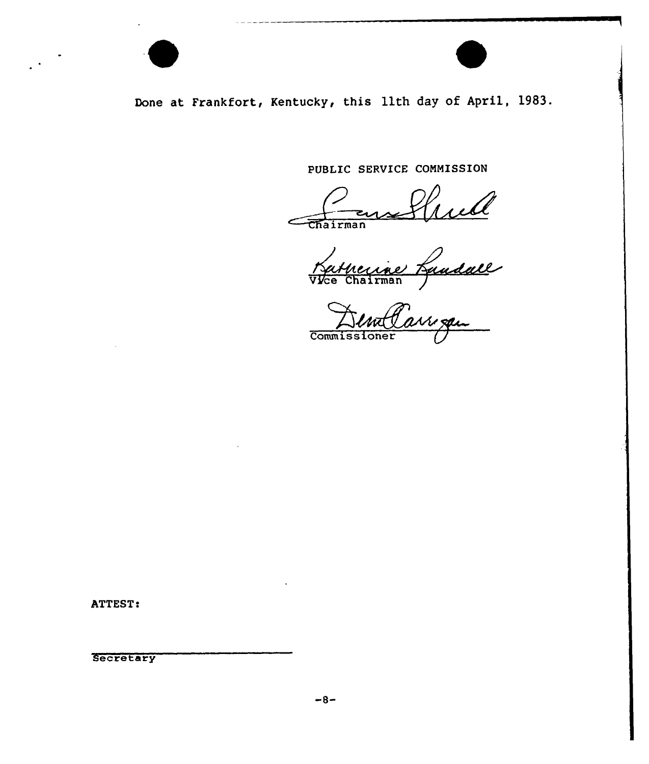Done at Frankfort, Kentucky, this 11th day of April, 1983.

PUBLIC SERVICE COMMISSION

Chairman

Vice Chairman

Commissioner

ATTEST:

Secretary